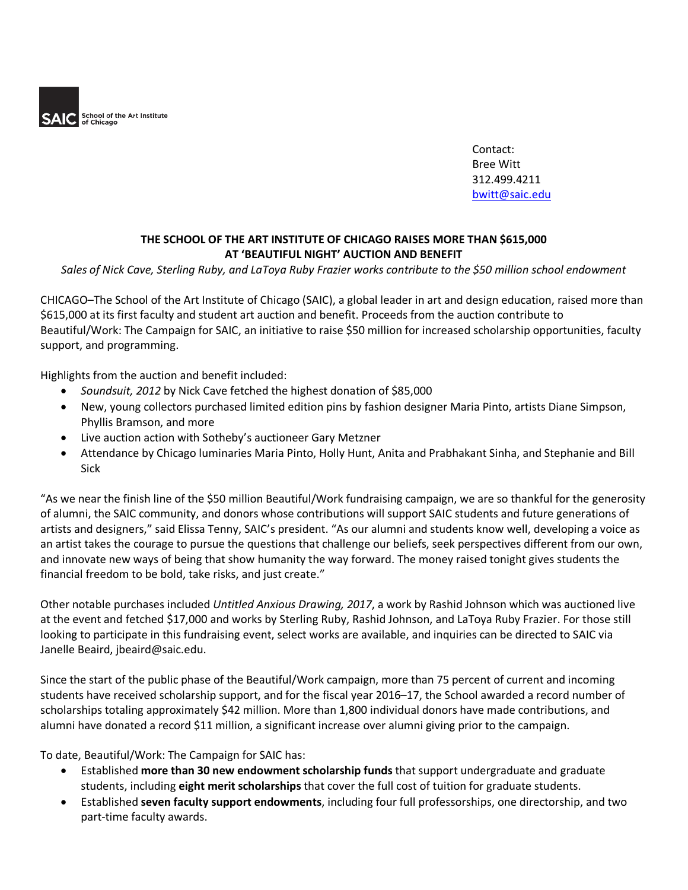SAIC School of the Art Institute of Chicago

Contact:
Bree Witt
312.499.4211
bwitt@saic.edu

## THE SCHOOL OF THE ART INSTITUTE OF CHICAGO RAISES MORE THAN $615,000 AT 'BEAUTIFUL NIGHT' AUCTION AND BENEFIT

*Sales of Nick Cave, Sterling Ruby, and LaToya Ruby Frazier works contribute to the $50 million school endowment*

CHICAGO–The School of the Art Institute of Chicago (SAIC), a global leader in art and design education, raised more than $615,000 at its first faculty and student art auction and benefit. Proceeds from the auction contribute to Beautiful/Work: The Campaign for SAIC, an initiative to raise $50 million for increased scholarship opportunities, faculty support, and programming.

Highlights from the auction and benefit included:

- *Soundsuit, 2012* by Nick Cave fetched the highest donation of $85,000
- New, young collectors purchased limited edition pins by fashion designer Maria Pinto, artists Diane Simpson, Phyllis Bramson, and more
- Live auction action with Sotheby's auctioneer Gary Metzner
- Attendance by Chicago luminaries Maria Pinto, Holly Hunt, Anita and Prabhakant Sinha, and Stephanie and Bill Sick

"As we near the finish line of the $50 million Beautiful/Work fundraising campaign, we are so thankful for the generosity of alumni, the SAIC community, and donors whose contributions will support SAIC students and future generations of artists and designers," said Elissa Tenny, SAIC's president. "As our alumni and students know well, developing a voice as an artist takes the courage to pursue the questions that challenge our beliefs, seek perspectives different from our own, and innovate new ways of being that show humanity the way forward. The money raised tonight gives students the financial freedom to be bold, take risks, and just create."

Other notable purchases included *Untitled Anxious Drawing, 2017*, a work by Rashid Johnson which was auctioned live at the event and fetched $17,000 and works by Sterling Ruby, Rashid Johnson, and LaToya Ruby Frazier. For those still looking to participate in this fundraising event, select works are available, and inquiries can be directed to SAIC via Janelle Beaird, jbeaird@saic.edu.

Since the start of the public phase of the Beautiful/Work campaign, more than 75 percent of current and incoming students have received scholarship support, and for the fiscal year 2016–17, the School awarded a record number of scholarships totaling approximately $42 million. More than 1,800 individual donors have made contributions, and alumni have donated a record $11 million, a significant increase over alumni giving prior to the campaign.

To date, Beautiful/Work: The Campaign for SAIC has:

- Established **more than 30 new endowment scholarship funds** that support undergraduate and graduate students, including **eight merit scholarships** that cover the full cost of tuition for graduate students.
- Established **seven faculty support endowments**, including four full professorships, one directorship, and two part-time faculty awards.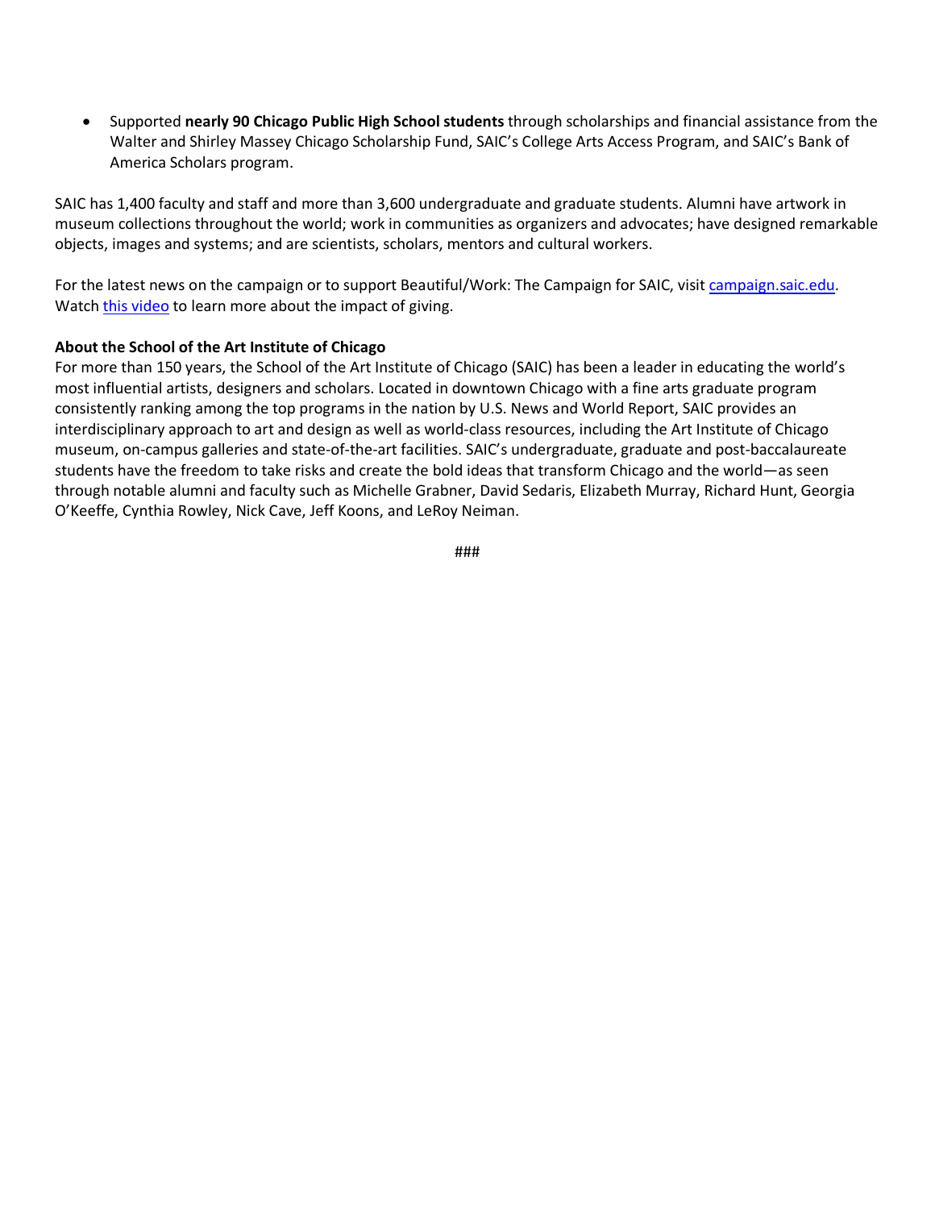- Supported **nearly 90 Chicago Public High School students** through scholarships and financial assistance from the Walter and Shirley Massey Chicago Scholarship Fund, SAIC's College Arts Access Program, and SAIC's Bank of America Scholars program.

SAIC has 1,400 faculty and staff and more than 3,600 undergraduate and graduate students. Alumni have artwork in museum collections throughout the world; work in communities as organizers and advocates; have designed remarkable objects, images and systems; and are scientists, scholars, mentors and cultural workers.

For the latest news on the campaign or to support Beautiful/Work: The Campaign for SAIC, visit campaign.saic.edu. Watch this video to learn more about the impact of giving.

**About the School of the Art Institute of Chicago**

For more than 150 years, the School of the Art Institute of Chicago (SAIC) has been a leader in educating the world's most influential artists, designers and scholars. Located in downtown Chicago with a fine arts graduate program consistently ranking among the top programs in the nation by U.S. News and World Report, SAIC provides an interdisciplinary approach to art and design as well as world-class resources, including the Art Institute of Chicago museum, on-campus galleries and state-of-the-art facilities. SAIC's undergraduate, graduate and post-baccalaureate students have the freedom to take risks and create the bold ideas that transform Chicago and the world—as seen through notable alumni and faculty such as Michelle Grabner, David Sedaris, Elizabeth Murray, Richard Hunt, Georgia O'Keeffe, Cynthia Rowley, Nick Cave, Jeff Koons, and LeRoy Neiman.

###